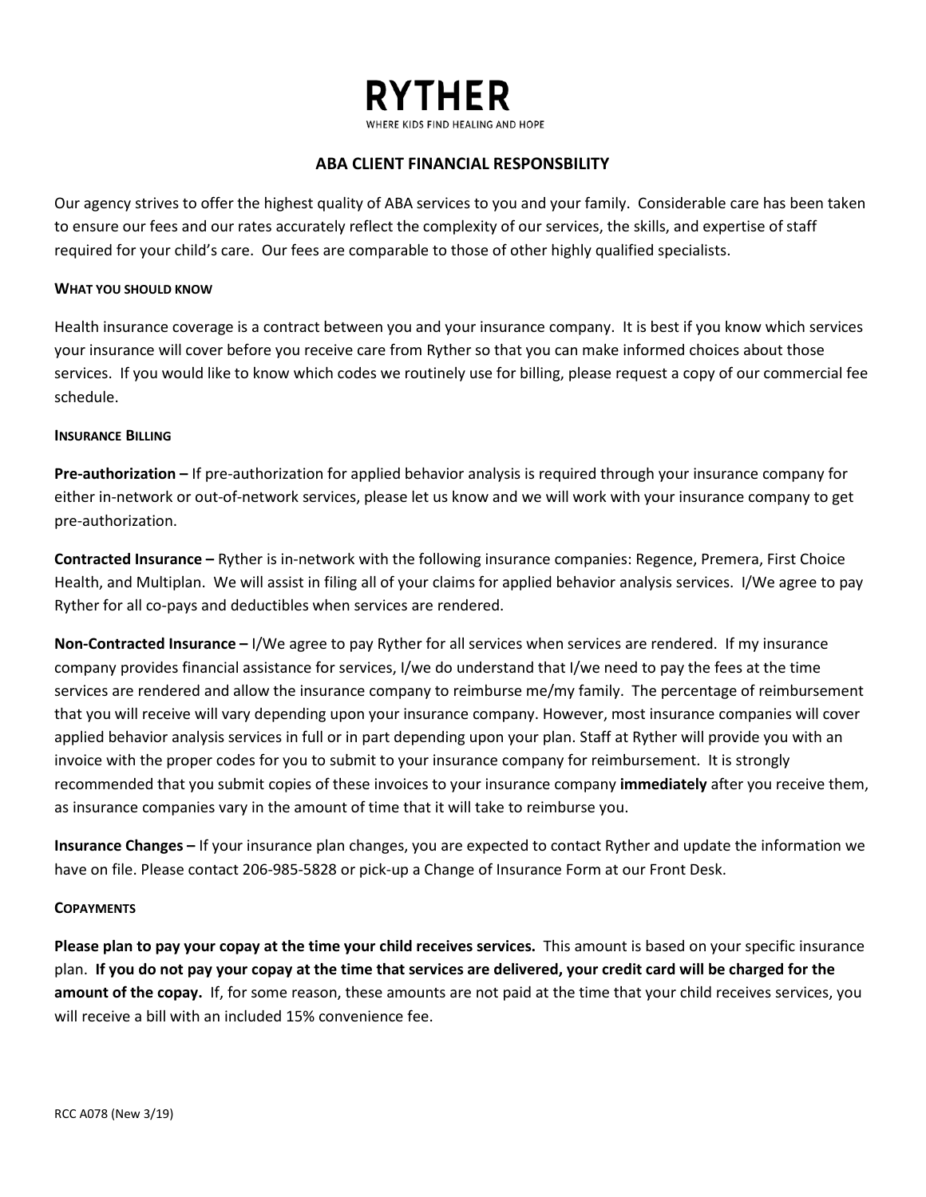# RYTHER

WHERE KIDS FIND HEALING AND HOPE

## ABA CLIENT FINANCIAL RESPONSBILITY

Our agency strives to offer the highest quality of ABA services to you and your family. Considerable care has been taken to ensure our fees and our rates accurately reflect the complexity of our services, the skills, and expertise of staff required for your child's care. Our fees are comparable to those of other highly qualified specialists.

### WHAT YOU SHOULD KNOW

Health insurance coverage is a contract between you and your insurance company. It is best if you know which services your insurance will cover before you receive care from Ryther so that you can make informed choices about those services. If you would like to know which codes we routinely use for billing, please request a copy of our commercial fee schedule.

### INSURANCE BILLING

**Pre-authorization –** If pre-authorization for applied behavior analysis is required through your insurance company for either in-network or out-of-network services, please let us know and we will work with your insurance company to get pre-authorization.

**Contracted Insurance –** Ryther is in-network with the following insurance companies: Regence, Premera, First Choice Health, and Multiplan. We will assist in filing all of your claims for applied behavior analysis services. I/We agree to pay Ryther for all co-pays and deductibles when services are rendered.

**Non-Contracted Insurance –** I/We agree to pay Ryther for all services when services are rendered. If my insurance company provides financial assistance for services, I/we do understand that I/we need to pay the fees at the time services are rendered and allow the insurance company to reimburse me/my family. The percentage of reimbursement that you will receive will vary depending upon your insurance company. However, most insurance companies will cover applied behavior analysis services in full or in part depending upon your plan. Staff at Ryther will provide you with an invoice with the proper codes for you to submit to your insurance company for reimbursement. It is strongly recommended that you submit copies of these invoices to your insurance company **immediately** after you receive them, as insurance companies vary in the amount of time that it will take to reimburse you.

**Insurance Changes –** If your insurance plan changes, you are expected to contact Ryther and update the information we have on file. Please contact 206-985-5828 or pick-up a Change of Insurance Form at our Front Desk.

### COPAYMENTS

**Please plan to pay your copay at the time your child receives services.** This amount is based on your specific insurance plan. **If you do not pay your copay at the time that services are delivered, your credit card will be charged for the amount of the copay.** If, for some reason, these amounts are not paid at the time that your child receives services, you will receive a bill with an included 15% convenience fee.

RCC A078 (New 3/19)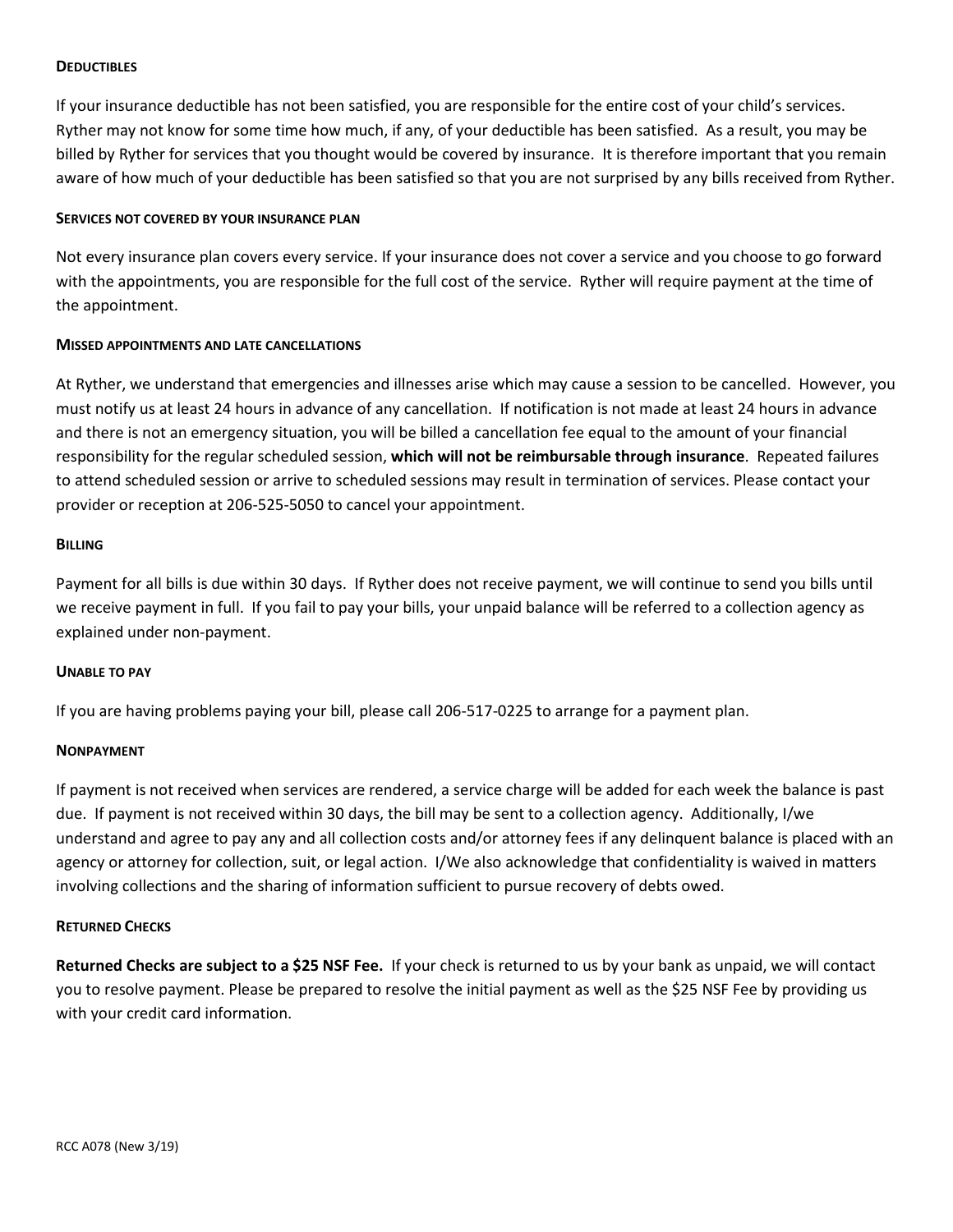### **Deductibles**

If your insurance deductible has not been satisfied, you are responsible for the entire cost of your child's services. Ryther may not know for some time how much, if any, of your deductible has been satisfied. As a result, you may be billed by Ryther for services that you thought would be covered by insurance. It is therefore important that you remain aware of how much of your deductible has been satisfied so that you are not surprised by any bills received from Ryther.

### **Services not covered by your insurance plan**

Not every insurance plan covers every service. If your insurance does not cover a service and you choose to go forward with the appointments, you are responsible for the full cost of the service. Ryther will require payment at the time of the appointment.

### **Missed appointments and late cancellations**

At Ryther, we understand that emergencies and illnesses arise which may cause a session to be cancelled. However, you must notify us at least 24 hours in advance of any cancellation. If notification is not made at least 24 hours in advance and there is not an emergency situation, you will be billed a cancellation fee equal to the amount of your financial responsibility for the regular scheduled session, **which will not be reimbursable through insurance**. Repeated failures to attend scheduled session or arrive to scheduled sessions may result in termination of services. Please contact your provider or reception at 206-525-5050 to cancel your appointment.

### **Billing**

Payment for all bills is due within 30 days. If Ryther does not receive payment, we will continue to send you bills until we receive payment in full. If you fail to pay your bills, your unpaid balance will be referred to a collection agency as explained under non-payment.

### **Unable to pay**

If you are having problems paying your bill, please call 206-517-0225 to arrange for a payment plan.

### **Nonpayment**

If payment is not received when services are rendered, a service charge will be added for each week the balance is past due. If payment is not received within 30 days, the bill may be sent to a collection agency. Additionally, I/we understand and agree to pay any and all collection costs and/or attorney fees if any delinquent balance is placed with an agency or attorney for collection, suit, or legal action. I/We also acknowledge that confidentiality is waived in matters involving collections and the sharing of information sufficient to pursue recovery of debts owed.

### **Returned Checks**

**Returned Checks are subject to a $25 NSF Fee.** If your check is returned to us by your bank as unpaid, we will contact you to resolve payment. Please be prepared to resolve the initial payment as well as the $25 NSF Fee by providing us with your credit card information.

RCC A078 (New 3/19)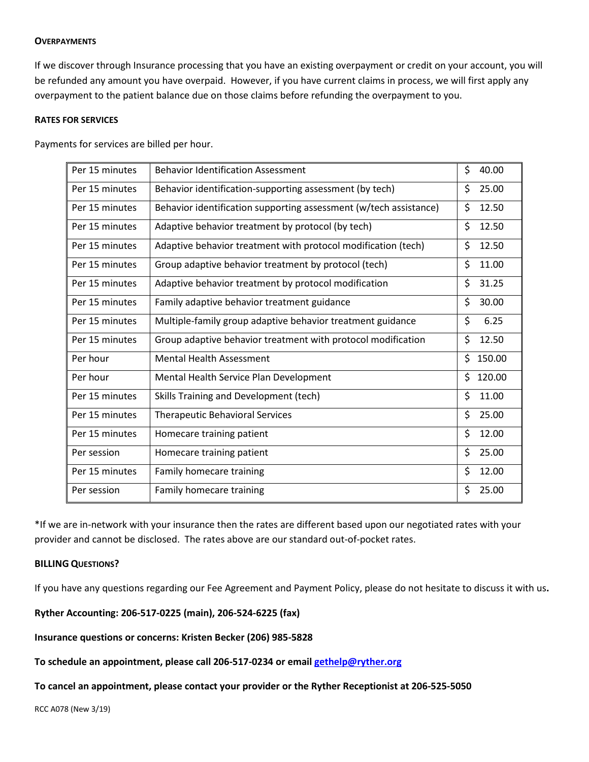**OVERPAYMENTS**

If we discover through Insurance processing that you have an existing overpayment or credit on your account, you will be refunded any amount you have overpaid. However, if you have current claims in process, we will first apply any overpayment to the patient balance due on those claims before refunding the overpayment to you.

**RATES FOR SERVICES**

Payments for services are billed per hour.

| | | |
|---|---|---|
| Per 15 minutes | Behavior Identification Assessment | $ 40.00 |
| Per 15 minutes | Behavior identification-supporting assessment (by tech) | $ 25.00 |
| Per 15 minutes | Behavior identification supporting assessment (w/tech assistance) | $ 12.50 |
| Per 15 minutes | Adaptive behavior treatment by protocol (by tech) | $ 12.50 |
| Per 15 minutes | Adaptive behavior treatment with protocol modification (tech) | $ 12.50 |
| Per 15 minutes | Group adaptive behavior treatment by protocol (tech) | $ 11.00 |
| Per 15 minutes | Adaptive behavior treatment by protocol modification | $ 31.25 |
| Per 15 minutes | Family adaptive behavior treatment guidance | $ 30.00 |
| Per 15 minutes | Multiple-family group adaptive behavior treatment guidance | $ 6.25 |
| Per 15 minutes | Group adaptive behavior treatment with protocol modification | $ 12.50 |
| Per hour | Mental Health Assessment | $ 150.00 |
| Per hour | Mental Health Service Plan Development | $ 120.00 |
| Per 15 minutes | Skills Training and Development (tech) | $ 11.00 |
| Per 15 minutes | Therapeutic Behavioral Services | $ 25.00 |
| Per 15 minutes | Homecare training patient | $ 12.00 |
| Per session | Homecare training patient | $ 25.00 |
| Per 15 minutes | Family homecare training | $ 12.00 |
| Per session | Family homecare training | $ 25.00 |

*If we are in-network with your insurance then the rates are different based upon our negotiated rates with your provider and cannot be disclosed. The rates above are our standard out-of-pocket rates.

**BILLING QUESTIONS?**

If you have any questions regarding our Fee Agreement and Payment Policy, please do not hesitate to discuss it with us.

**Ryther Accounting: 206-517-0225 (main), 206-524-6225 (fax)**

**Insurance questions or concerns: Kristen Becker (206) 985-5828**

**To schedule an appointment, please call 206-517-0234 or email [gethelp@ryther.org](mailto:gethelp@ryther.org)**

**To cancel an appointment, please contact your provider or the Ryther Receptionist at 206-525-5050**

RCC A078 (New 3/19)